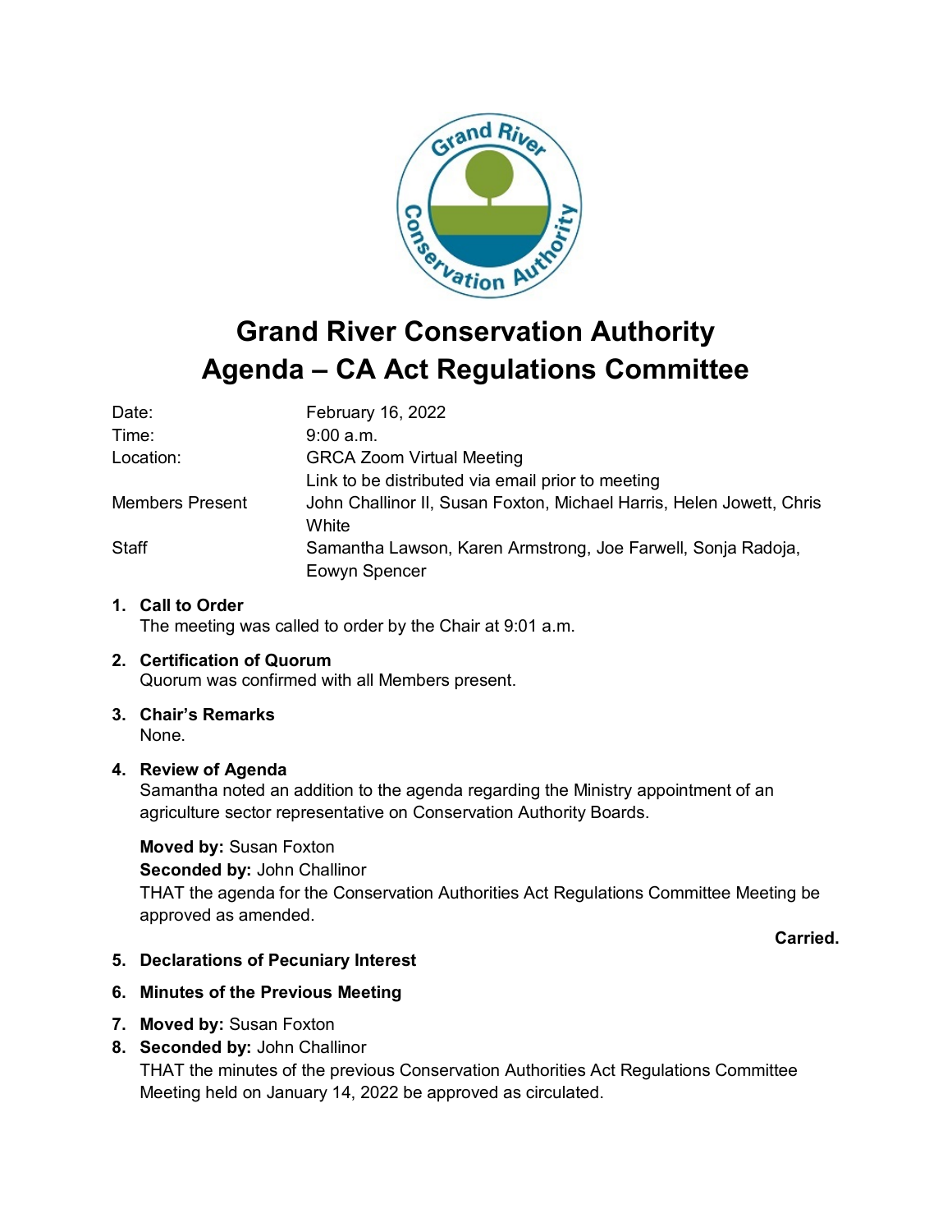# Grand River Conservation Authority
# Agenda – CA Act Regulations Committee

| | |
|---|---|
| Date: | February 16, 2022 |
| Time: | 9:00 a.m. |
| Location: | GRCA Zoom Virtual Meeting<br>Link to be distributed via email prior to meeting |
| Members Present | John Challinor II, Susan Foxton, Michael Harris, Helen Jowett, Chris White |
| Staff | Samantha Lawson, Karen Armstrong, Joe Farwell, Sonja Radoja, Eowyn Spencer |

1. **Call to Order**
   The meeting was called to order by the Chair at 9:01 a.m.

2. **Certification of Quorum**
   Quorum was confirmed with all Members present.

3. **Chair's Remarks**
   None.

4. **Review of Agenda**
   Samantha noted an addition to the agenda regarding the Ministry appointment of an agriculture sector representative on Conservation Authority Boards.

   **Moved by:** Susan Foxton
   **Seconded by:** John Challinor
   THAT the agenda for the Conservation Authorities Act Regulations Committee Meeting be approved as amended.

   **Carried.**

5. **Declarations of Pecuniary Interest**

6. **Minutes of the Previous Meeting**

7. **Moved by:** Susan Foxton

8. **Seconded by:** John Challinor
   THAT the minutes of the previous Conservation Authorities Act Regulations Committee Meeting held on January 14, 2022 be approved as circulated.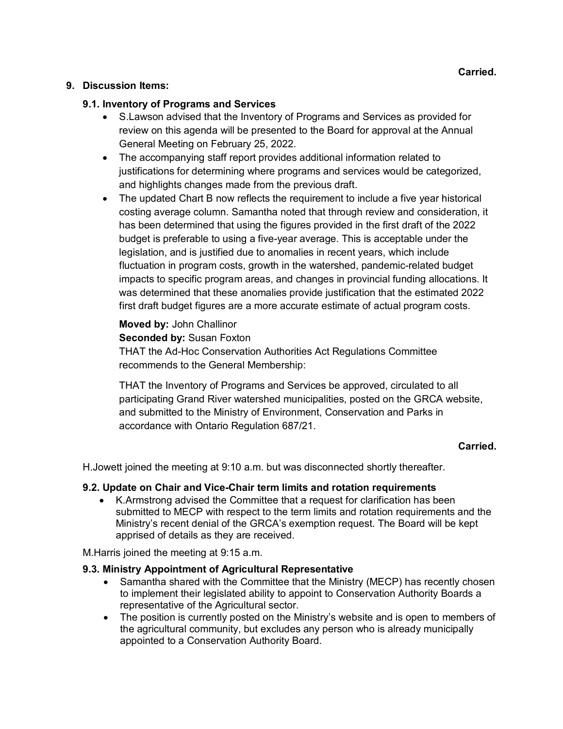**Carried.**

## 9. Discussion Items:

### 9.1. Inventory of Programs and Services

- S.Lawson advised that the Inventory of Programs and Services as provided for review on this agenda will be presented to the Board for approval at the Annual General Meeting on February 25, 2022.
- The accompanying staff report provides additional information related to justifications for determining where programs and services would be categorized, and highlights changes made from the previous draft.
- The updated Chart B now reflects the requirement to include a five year historical costing average column. Samantha noted that through review and consideration, it has been determined that using the figures provided in the first draft of the 2022 budget is preferable to using a five-year average. This is acceptable under the legislation, and is justified due to anomalies in recent years, which include fluctuation in program costs, growth in the watershed, pandemic-related budget impacts to specific program areas, and changes in provincial funding allocations. It was determined that these anomalies provide justification that the estimated 2022 first draft budget figures are a more accurate estimate of actual program costs.

**Moved by:** John Challinor
**Seconded by:** Susan Foxton
THAT the Ad-Hoc Conservation Authorities Act Regulations Committee recommends to the General Membership:

THAT the Inventory of Programs and Services be approved, circulated to all participating Grand River watershed municipalities, posted on the GRCA website, and submitted to the Ministry of Environment, Conservation and Parks in accordance with Ontario Regulation 687/21.

**Carried.**

H.Jowett joined the meeting at 9:10 a.m. but was disconnected shortly thereafter.

### 9.2. Update on Chair and Vice-Chair term limits and rotation requirements

- K.Armstrong advised the Committee that a request for clarification has been submitted to MECP with respect to the term limits and rotation requirements and the Ministry's recent denial of the GRCA's exemption request. The Board will be kept apprised of details as they are received.

M.Harris joined the meeting at 9:15 a.m.

### 9.3. Ministry Appointment of Agricultural Representative

- Samantha shared with the Committee that the Ministry (MECP) has recently chosen to implement their legislated ability to appoint to Conservation Authority Boards a representative of the Agricultural sector.
- The position is currently posted on the Ministry's website and is open to members of the agricultural community, but excludes any person who is already municipally appointed to a Conservation Authority Board.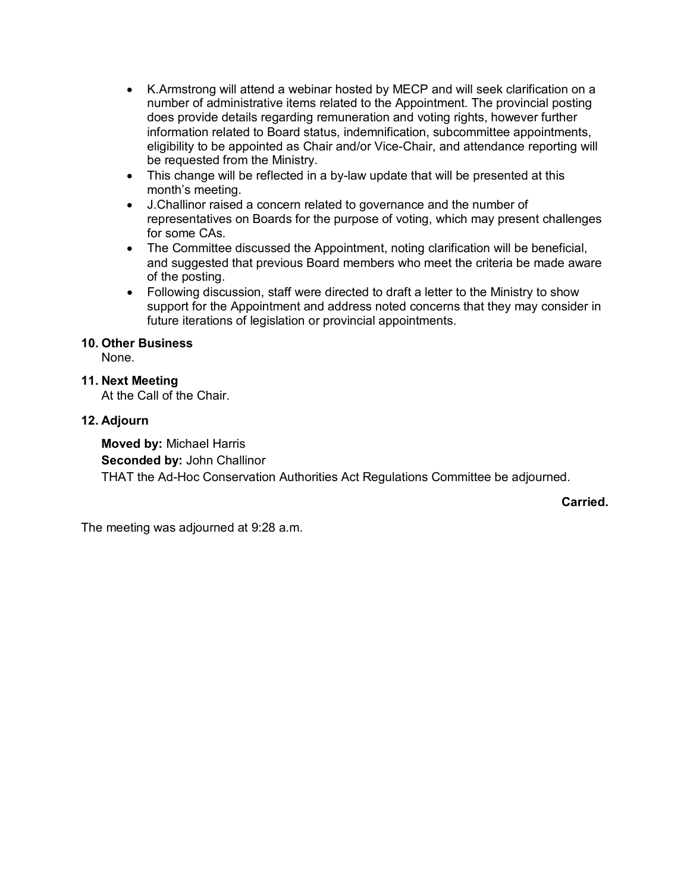- K.Armstrong will attend a webinar hosted by MECP and will seek clarification on a number of administrative items related to the Appointment. The provincial posting does provide details regarding remuneration and voting rights, however further information related to Board status, indemnification, subcommittee appointments, eligibility to be appointed as Chair and/or Vice-Chair, and attendance reporting will be requested from the Ministry.
- This change will be reflected in a by-law update that will be presented at this month's meeting.
- J.Challinor raised a concern related to governance and the number of representatives on Boards for the purpose of voting, which may present challenges for some CAs.
- The Committee discussed the Appointment, noting clarification will be beneficial, and suggested that previous Board members who meet the criteria be made aware of the posting.
- Following discussion, staff were directed to draft a letter to the Ministry to show support for the Appointment and address noted concerns that they may consider in future iterations of legislation or provincial appointments.

**10. Other Business**

None.

**11. Next Meeting**

At the Call of the Chair.

**12. Adjourn**

**Moved by:** Michael Harris

**Seconded by:** John Challinor

THAT the Ad-Hoc Conservation Authorities Act Regulations Committee be adjourned.

**Carried.**

The meeting was adjourned at 9:28 a.m.